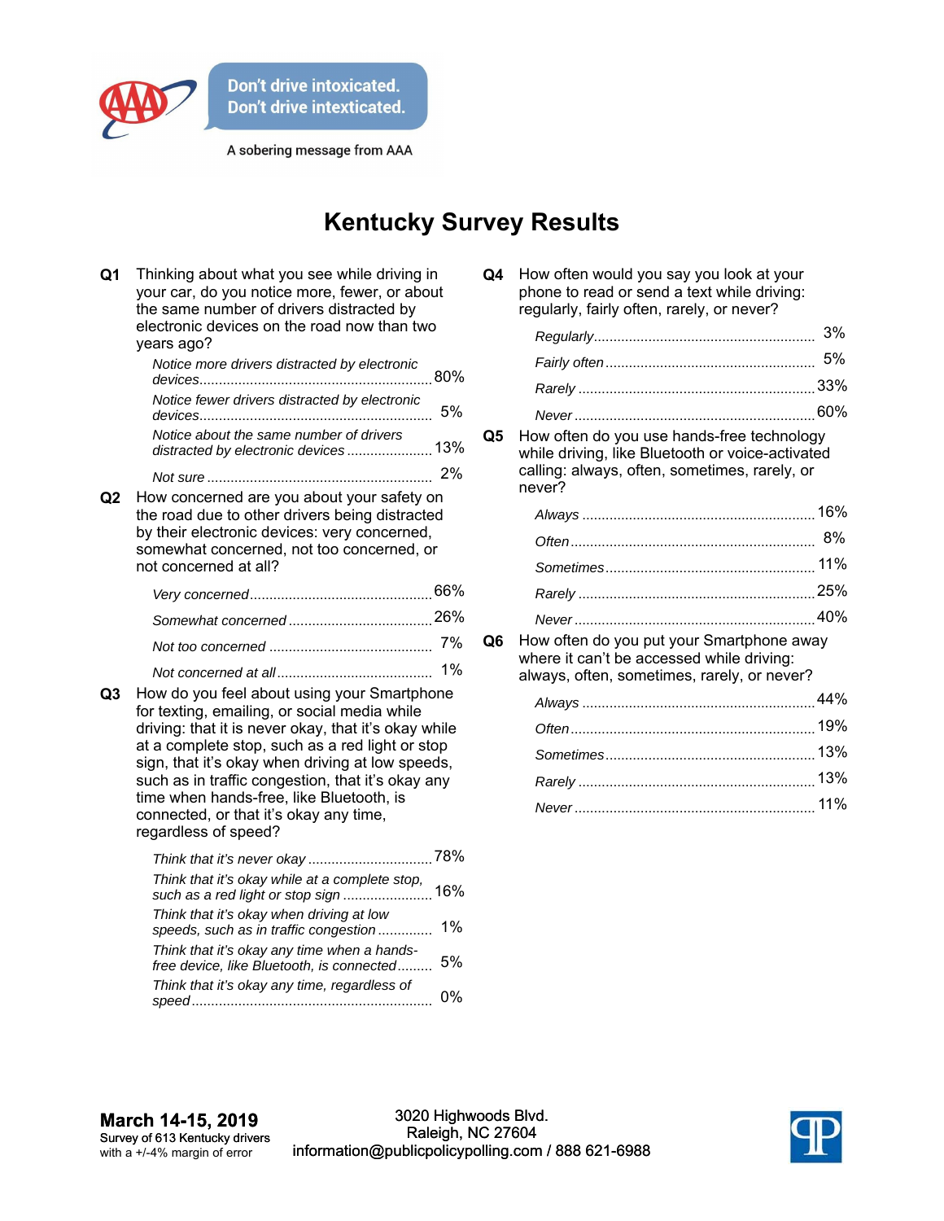Don't drive intoxicated.
Don't drive intexticated.

A sobering message from AAA

# Kentucky Survey Results

**Q1** Thinking about what you see while driving in your car, do you notice more, fewer, or about the same number of drivers distracted by electronic devices on the road now than two years ago?

| | |
|---|---|
| *Notice more drivers distracted by electronic devices* | 80% |
| *Notice fewer drivers distracted by electronic devices* | 5% |
| *Notice about the same number of drivers distracted by electronic devices* | 13% |
| *Not sure* | 2% |

**Q2** How concerned are you about your safety on the road due to other drivers being distracted by their electronic devices: very concerned, somewhat concerned, not too concerned, or not concerned at all?

| | |
|---|---|
| *Very concerned* | 66% |
| *Somewhat concerned* | 26% |
| *Not too concerned* | 7% |
| *Not concerned at all* | 1% |

**Q3** How do you feel about using your Smartphone for texting, emailing, or social media while driving: that it is never okay, that it's okay while at a complete stop, such as a red light or stop sign, that it's okay when driving at low speeds, such as in traffic congestion, that it's okay any time when hands-free, like Bluetooth, is connected, or that it's okay any time, regardless of speed?

| | |
|---|---|
| *Think that it's never okay* | 78% |
| *Think that it's okay while at a complete stop, such as a red light or stop sign* | 16% |
| *Think that it's okay when driving at low speeds, such as in traffic congestion* | 1% |
| *Think that it's okay any time when a hands-free device, like Bluetooth, is connected* | 5% |
| *Think that it's okay any time, regardless of speed* | 0% |

**Q4** How often would you say you look at your phone to read or send a text while driving: regularly, fairly often, rarely, or never?

| | |
|---|---|
| *Regularly* | 3% |
| *Fairly often* | 5% |
| *Rarely* | 33% |
| *Never* | 60% |

**Q5** How often do you use hands-free technology while driving, like Bluetooth or voice-activated calling: always, often, sometimes, rarely, or never?

| | |
|---|---|
| *Always* | 16% |
| *Often* | 8% |
| *Sometimes* | 11% |
| *Rarely* | 25% |
| *Never* | 40% |

**Q6** How often do you put your Smartphone away where it can't be accessed while driving: always, often, sometimes, rarely, or never?

| | |
|---|---|
| *Always* | 44% |
| *Often* | 19% |
| *Sometimes* | 13% |
| *Rarely* | 13% |
| *Never* | 11% |

**March 14-15, 2019**
Survey of 613 Kentucky drivers
with a +/-4% margin of error

3020 Highwoods Blvd.
Raleigh, NC 27604
information@publicpolicypolling.com / 888 621-6988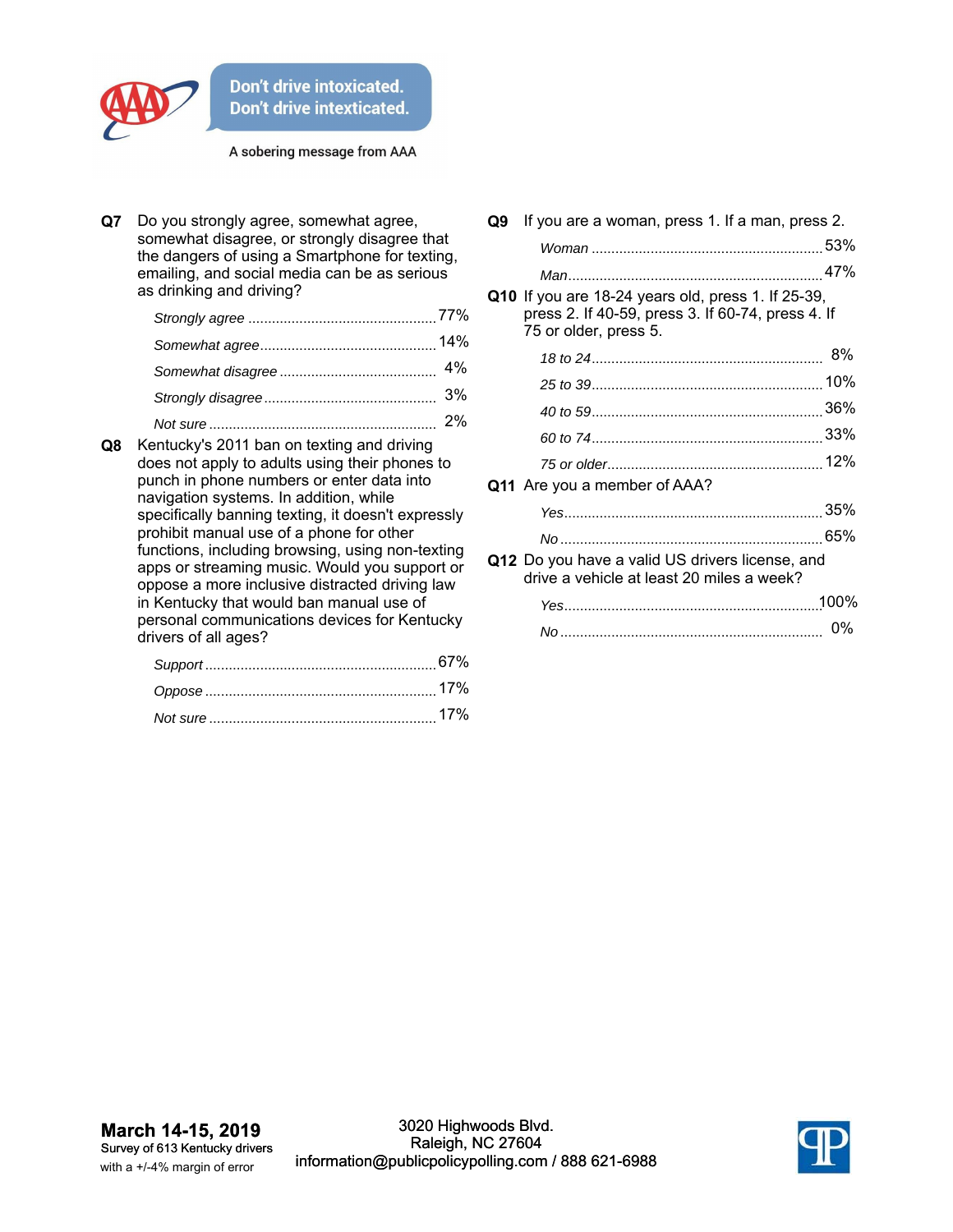Don't drive intoxicated.
Don't drive intexticated.

A sobering message from AAA

**Q7** Do you strongly agree, somewhat agree, somewhat disagree, or strongly disagree that the dangers of using a Smartphone for texting, emailing, and social media can be as serious as drinking and driving?

| | |
|---|---|
| *Strongly agree* | 77% |
| *Somewhat agree* | 14% |
| *Somewhat disagree* | 4% |
| *Strongly disagree* | 3% |
| *Not sure* | 2% |

**Q8** Kentucky's 2011 ban on texting and driving does not apply to adults using their phones to punch in phone numbers or enter data into navigation systems. In addition, while specifically banning texting, it doesn't expressly prohibit manual use of a phone for other functions, including browsing, using non-texting apps or streaming music. Would you support or oppose a more inclusive distracted driving law in Kentucky that would ban manual use of personal communications devices for Kentucky drivers of all ages?

| | |
|---|---|
| *Support* | 67% |
| *Oppose* | 17% |
| *Not sure* | 17% |

**Q9** If you are a woman, press 1. If a man, press 2.

| | |
|---|---|
| *Woman* | 53% |
| *Man* | 47% |

**Q10** If you are 18-24 years old, press 1. If 25-39, press 2. If 40-59, press 3. If 60-74, press 4. If 75 or older, press 5.

| | |
|---|---|
| *18 to 24* | 8% |
| *25 to 39* | 10% |
| *40 to 59* | 36% |
| *60 to 74* | 33% |
| *75 or older* | 12% |

**Q11** Are you a member of AAA?

| | |
|---|---|
| *Yes* | 35% |
| *No* | 65% |

**Q12** Do you have a valid US drivers license, and drive a vehicle at least 20 miles a week?

| | |
|---|---|
| *Yes* | 100% |
| *No* | 0% |

**March 14-15, 2019**
Survey of 613 Kentucky drivers
with a +/-4% margin of error

3020 Highwoods Blvd.
Raleigh, NC 27604
information@publicpolicypolling.com / 888 621-6988